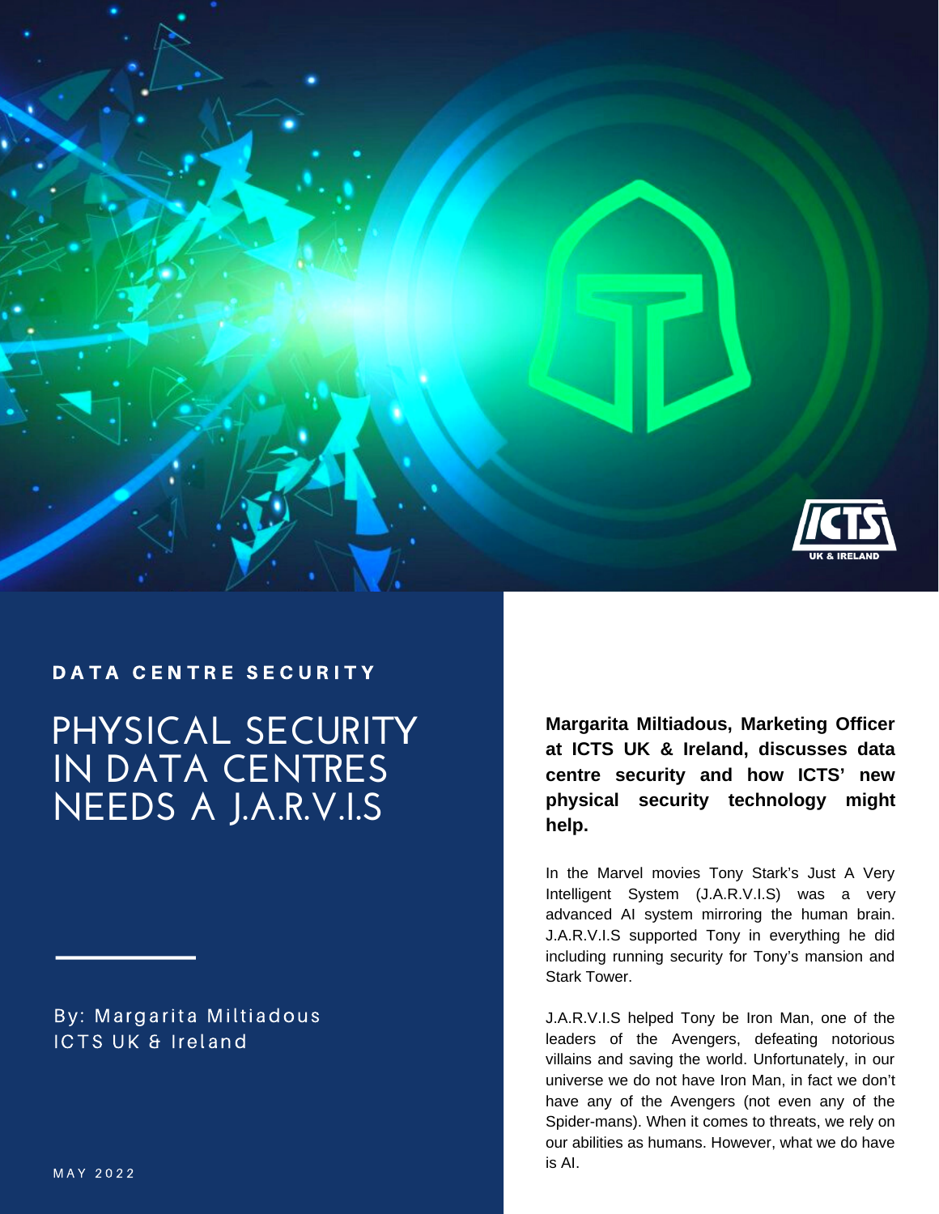DATA CENTRE SECURITY

# PHYSICAL SECURITY IN DATA CENTRES NEEDS A J.A.R.V.I.S

By: Margarita Miltiadous
ICTS UK & Ireland

MAY 2022

**Margarita Miltiadous, Marketing Officer at ICTS UK & Ireland, discusses data centre security and how ICTS' new physical security technology might help.**

In the Marvel movies Tony Stark's Just A Very Intelligent System (J.A.R.V.I.S) was a very advanced AI system mirroring the human brain. J.A.R.V.I.S supported Tony in everything he did including running security for Tony's mansion and Stark Tower.

J.A.R.V.I.S helped Tony be Iron Man, one of the leaders of the Avengers, defeating notorious villains and saving the world. Unfortunately, in our universe we do not have Iron Man, in fact we don't have any of the Avengers (not even any of the Spider-mans). When it comes to threats, we rely on our abilities as humans. However, what we do have is AI.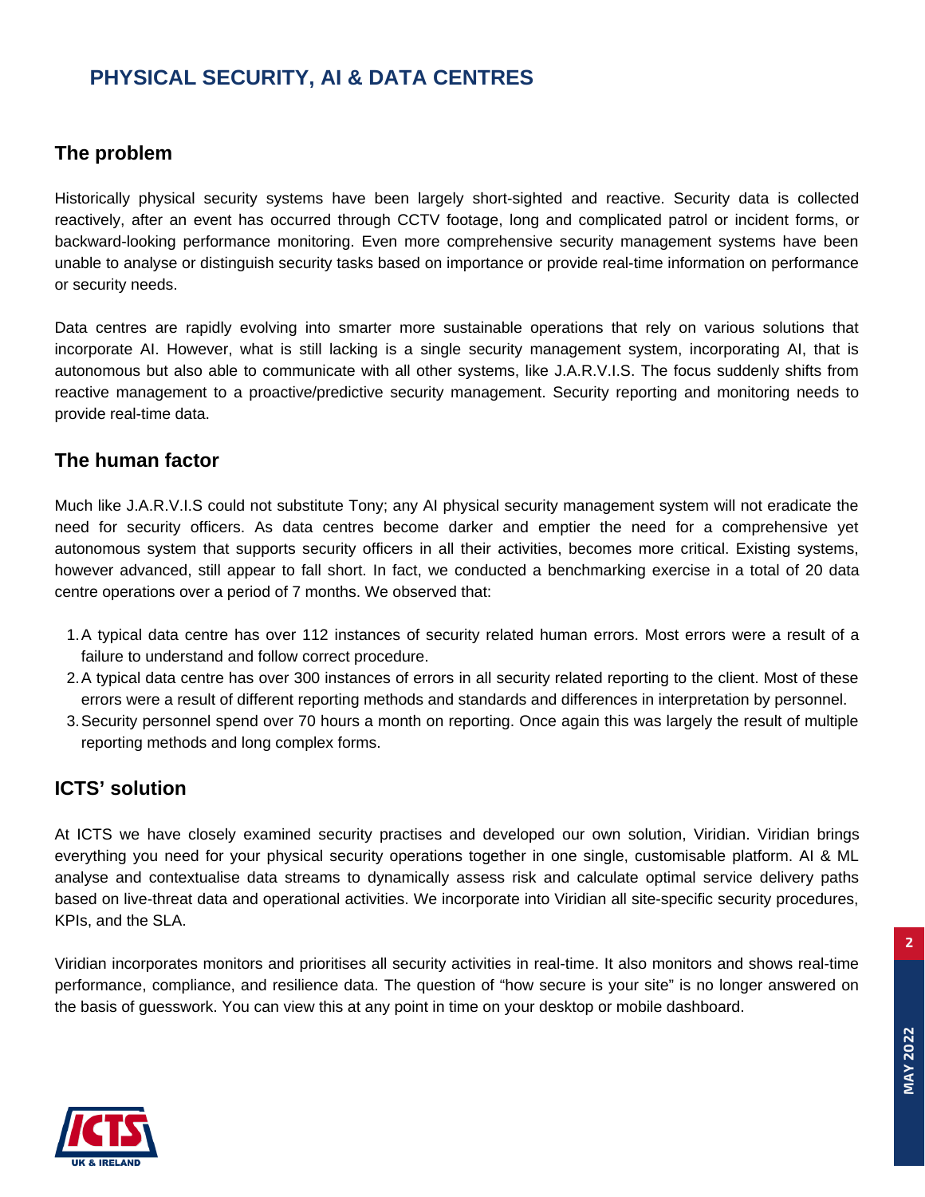## PHYSICAL SECURITY, AI & DATA CENTRES

### The problem

Historically physical security systems have been largely short-sighted and reactive. Security data is collected reactively, after an event has occurred through CCTV footage, long and complicated patrol or incident forms, or backward-looking performance monitoring. Even more comprehensive security management systems have been unable to analyse or distinguish security tasks based on importance or provide real-time information on performance or security needs.

Data centres are rapidly evolving into smarter more sustainable operations that rely on various solutions that incorporate AI. However, what is still lacking is a single security management system, incorporating AI, that is autonomous but also able to communicate with all other systems, like J.A.R.V.I.S. The focus suddenly shifts from reactive management to a proactive/predictive security management. Security reporting and monitoring needs to provide real-time data.

### The human factor

Much like J.A.R.V.I.S could not substitute Tony; any AI physical security management system will not eradicate the need for security officers. As data centres become darker and emptier the need for a comprehensive yet autonomous system that supports security officers in all their activities, becomes more critical. Existing systems, however advanced, still appear to fall short. In fact, we conducted a benchmarking exercise in a total of 20 data centre operations over a period of 7 months. We observed that:

1. A typical data centre has over 112 instances of security related human errors. Most errors were a result of a failure to understand and follow correct procedure.
2. A typical data centre has over 300 instances of errors in all security related reporting to the client. Most of these errors were a result of different reporting methods and standards and differences in interpretation by personnel.
3. Security personnel spend over 70 hours a month on reporting. Once again this was largely the result of multiple reporting methods and long complex forms.

### ICTS' solution

At ICTS we have closely examined security practises and developed our own solution, Viridian. Viridian brings everything you need for your physical security operations together in one single, customisable platform. AI & ML analyse and contextualise data streams to dynamically assess risk and calculate optimal service delivery paths based on live-threat data and operational activities. We incorporate into Viridian all site-specific security procedures, KPIs, and the SLA.

Viridian incorporates monitors and prioritises all security activities in real-time. It also monitors and shows real-time performance, compliance, and resilience data. The question of "how secure is your site" is no longer answered on the basis of guesswork. You can view this at any point in time on your desktop or mobile dashboard.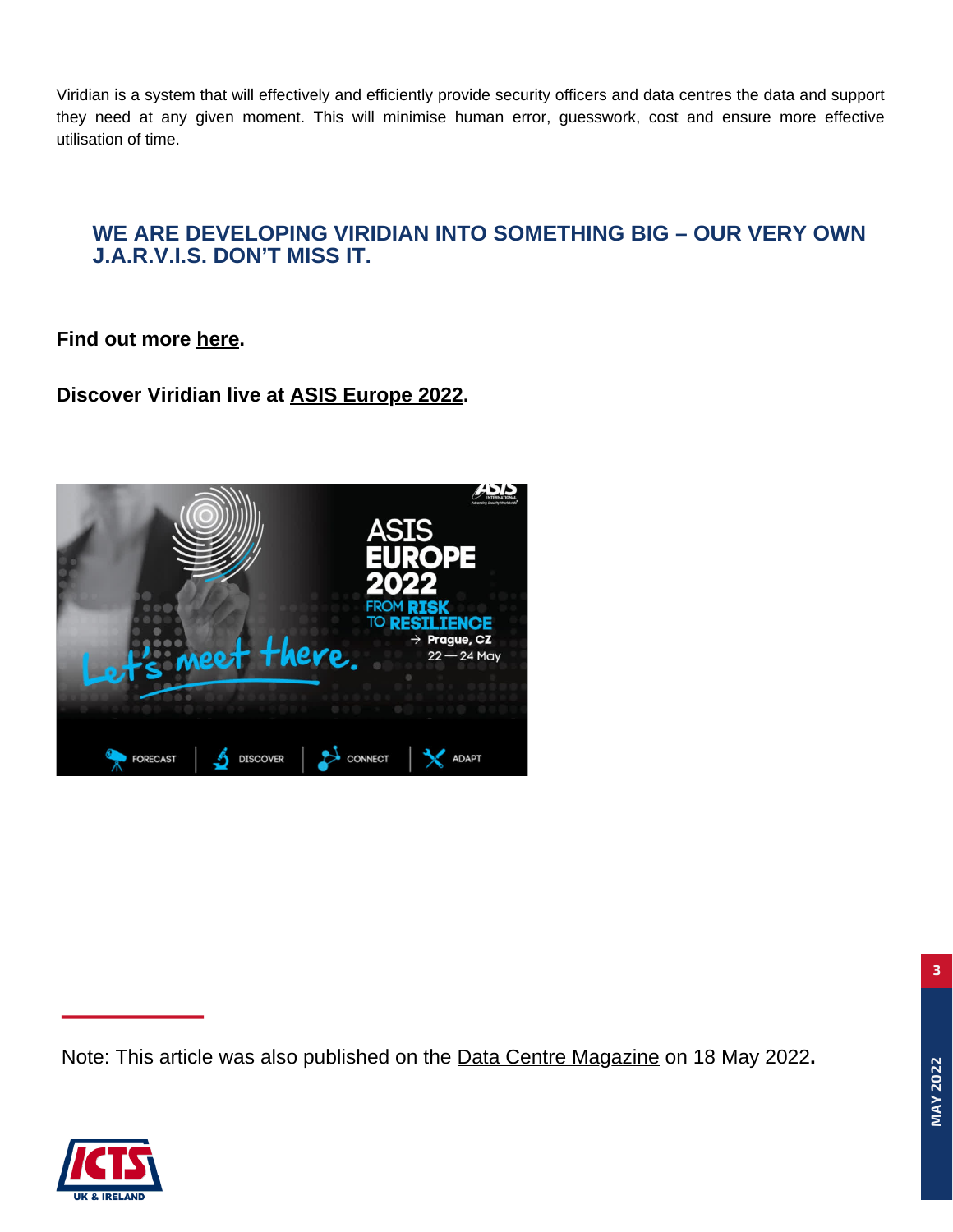Viridian is a system that will effectively and efficiently provide security officers and data centres the data and support they need at any given moment. This will minimise human error, guesswork, cost and ensure more effective utilisation of time.

## WE ARE DEVELOPING VIRIDIAN INTO SOMETHING BIG – OUR VERY OWN J.A.R.V.I.S. DON'T MISS IT.

**Find out more here.**

**Discover Viridian live at ASIS Europe 2022.**

Note: This article was also published on the Data Centre Magazine on 18 May 2022.